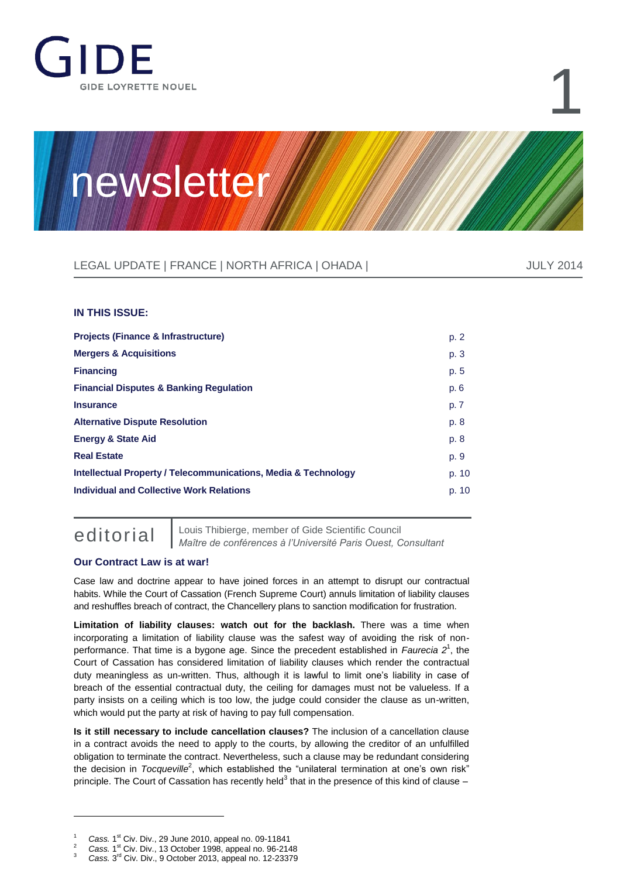GIDE

GIDE LOYRETTE NOUEL

# newsletter

LEGAL UPDATE | FRANCE | NORTH AFRICA | OHADA | JULY 2014

**IN THIS ISSUE:**

| | |
|---|---|
| **Projects (Finance & Infrastructure)** | p. 2 |
| **Mergers & Acquisitions** | p. 3 |
| **Financing** | p. 5 |
| **Financial Disputes & Banking Regulation** | p. 6 |
| **Insurance** | p. 7 |
| **Alternative Dispute Resolution** | p. 8 |
| **Energy & State Aid** | p. 8 |
| **Real Estate** | p. 9 |
| **Intellectual Property / Telecommunications, Media & Technology** | p. 10 |
| **Individual and Collective Work Relations** | p. 10 |

## editorial

Louis Thibierge, member of Gide Scientific Council
*Maître de conférences à l'Université Paris Ouest, Consultant*

### Our Contract Law is at war!

Case law and doctrine appear to have joined forces in an attempt to disrupt our contractual habits. While the Court of Cassation (French Supreme Court) annuls limitation of liability clauses and reshuffles breach of contract, the Chancellery plans to sanction modification for frustration.

**Limitation of liability clauses: watch out for the backlash.** There was a time when incorporating a limitation of liability clause was the safest way of avoiding the risk of non-performance. That time is a bygone age. Since the precedent established in *Faurecia 2*[1], the Court of Cassation has considered limitation of liability clauses which render the contractual duty meaningless as un-written. Thus, although it is lawful to limit one's liability in case of breach of the essential contractual duty, the ceiling for damages must not be valueless. If a party insists on a ceiling which is too low, the judge could consider the clause as un-written, which would put the party at risk of having to pay full compensation.

**Is it still necessary to include cancellation clauses?** The inclusion of a cancellation clause in a contract avoids the need to apply to the courts, by allowing the creditor of an unfulfilled obligation to terminate the contract. Nevertheless, such a clause may be redundant considering the decision in *Tocqueville*[2], which established the "unilateral termination at one's own risk" principle. The Court of Cassation has recently held[3] that in the presence of this kind of clause –

---

[1] *Cass.* 1st Civ. Div., 29 June 2010, appeal no. 09-11841

[2] *Cass.* 1st Civ. Div., 13 October 1998, appeal no. 96-2148

[3] *Cass.* 3rd Civ. Div., 9 October 2013, appeal no. 12-23379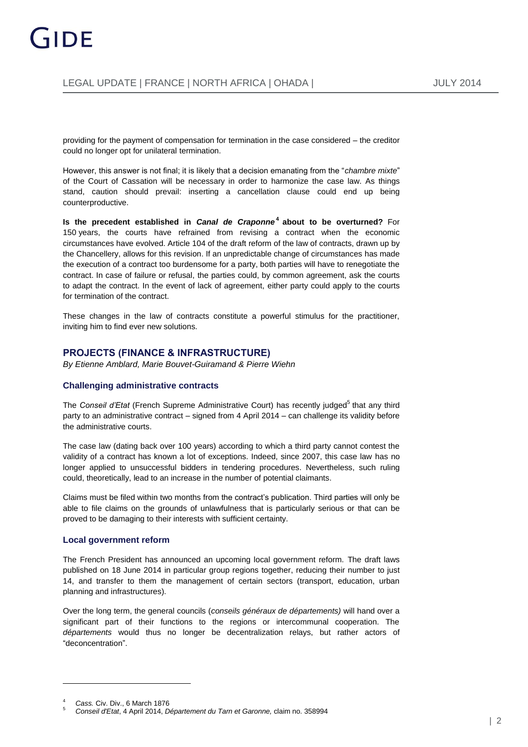providing for the payment of compensation for termination in the case considered – the creditor could no longer opt for unilateral termination.

However, this answer is not final; it is likely that a decision emanating from the "*chambre mixte*" of the Court of Cassation will be necessary in order to harmonize the case law. As things stand, caution should prevail: inserting a cancellation clause could end up being counterproductive.

**Is the precedent established in *Canal de Craponne*[4] about to be overturned?** For 150 years, the courts have refrained from revising a contract when the economic circumstances have evolved. Article 104 of the draft reform of the law of contracts, drawn up by the Chancellery, allows for this revision. If an unpredictable change of circumstances has made the execution of a contract too burdensome for a party, both parties will have to renegotiate the contract. In case of failure or refusal, the parties could, by common agreement, ask the courts to adapt the contract. In the event of lack of agreement, either party could apply to the courts for termination of the contract.

These changes in the law of contracts constitute a powerful stimulus for the practitioner, inviting him to find ever new solutions.

## PROJECTS (FINANCE & INFRASTRUCTURE)

*By Etienne Amblard, Marie Bouvet-Guiramand & Pierre Wiehn*

### Challenging administrative contracts

The *Conseil d'Etat* (French Supreme Administrative Court) has recently judged[5] that any third party to an administrative contract – signed from 4 April 2014 – can challenge its validity before the administrative courts.

The case law (dating back over 100 years) according to which a third party cannot contest the validity of a contract has known a lot of exceptions. Indeed, since 2007, this case law has no longer applied to unsuccessful bidders in tendering procedures. Nevertheless, such ruling could, theoretically, lead to an increase in the number of potential claimants.

Claims must be filed within two months from the contract's publication. Third parties will only be able to file claims on the grounds of unlawfulness that is particularly serious or that can be proved to be damaging to their interests with sufficient certainty.

### Local government reform

The French President has announced an upcoming local government reform. The draft laws published on 18 June 2014 in particular group regions together, reducing their number to just 14, and transfer to them the management of certain sectors (transport, education, urban planning and infrastructures).

Over the long term, the general councils (*conseils généraux de départements)* will hand over a significant part of their functions to the regions or intercommunal cooperation. The *départements* would thus no longer be decentralization relays, but rather actors of "deconcentration".

---

[4] *Cass.* Civ. Div., 6 March 1876

[5] *Conseil d'Etat*, 4 April 2014, *Département du Tarn et Garonne,* claim no. 358994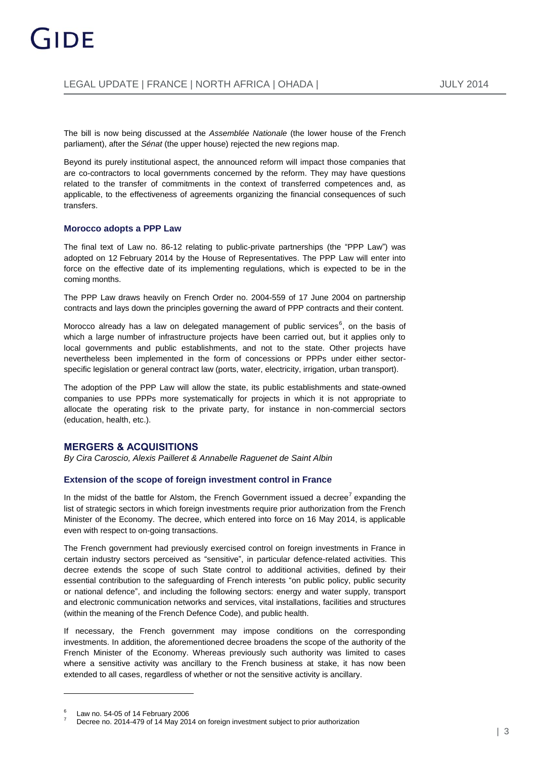The bill is now being discussed at the *Assemblée Nationale* (the lower house of the French parliament), after the *Sénat* (the upper house) rejected the new regions map.

Beyond its purely institutional aspect, the announced reform will impact those companies that are co-contractors to local governments concerned by the reform. They may have questions related to the transfer of commitments in the context of transferred competences and, as applicable, to the effectiveness of agreements organizing the financial consequences of such transfers.

### Morocco adopts a PPP Law

The final text of Law no. 86-12 relating to public-private partnerships (the "PPP Law") was adopted on 12 February 2014 by the House of Representatives. The PPP Law will enter into force on the effective date of its implementing regulations, which is expected to be in the coming months.

The PPP Law draws heavily on French Order no. 2004-559 of 17 June 2004 on partnership contracts and lays down the principles governing the award of PPP contracts and their content.

Morocco already has a law on delegated management of public services[6], on the basis of which a large number of infrastructure projects have been carried out, but it applies only to local governments and public establishments, and not to the state. Other projects have nevertheless been implemented in the form of concessions or PPPs under either sector-specific legislation or general contract law (ports, water, electricity, irrigation, urban transport).

The adoption of the PPP Law will allow the state, its public establishments and state-owned companies to use PPPs more systematically for projects in which it is not appropriate to allocate the operating risk to the private party, for instance in non-commercial sectors (education, health, etc.).

## MERGERS & ACQUISITIONS

*By Cira Caroscio, Alexis Pailleret & Annabelle Raguenet de Saint Albin*

### Extension of the scope of foreign investment control in France

In the midst of the battle for Alstom, the French Government issued a decree[7] expanding the list of strategic sectors in which foreign investments require prior authorization from the French Minister of the Economy. The decree, which entered into force on 16 May 2014, is applicable even with respect to on-going transactions.

The French government had previously exercised control on foreign investments in France in certain industry sectors perceived as "sensitive", in particular defence-related activities. This decree extends the scope of such State control to additional activities, defined by their essential contribution to the safeguarding of French interests "on public policy, public security or national defence", and including the following sectors: energy and water supply, transport and electronic communication networks and services, vital installations, facilities and structures (within the meaning of the French Defence Code), and public health.

If necessary, the French government may impose conditions on the corresponding investments. In addition, the aforementioned decree broadens the scope of the authority of the French Minister of the Economy. Whereas previously such authority was limited to cases where a sensitive activity was ancillary to the French business at stake, it has now been extended to all cases, regardless of whether or not the sensitive activity is ancillary.

---

[6] Law no. 54-05 of 14 February 2006

[7] Decree no. 2014-479 of 14 May 2014 on foreign investment subject to prior authorization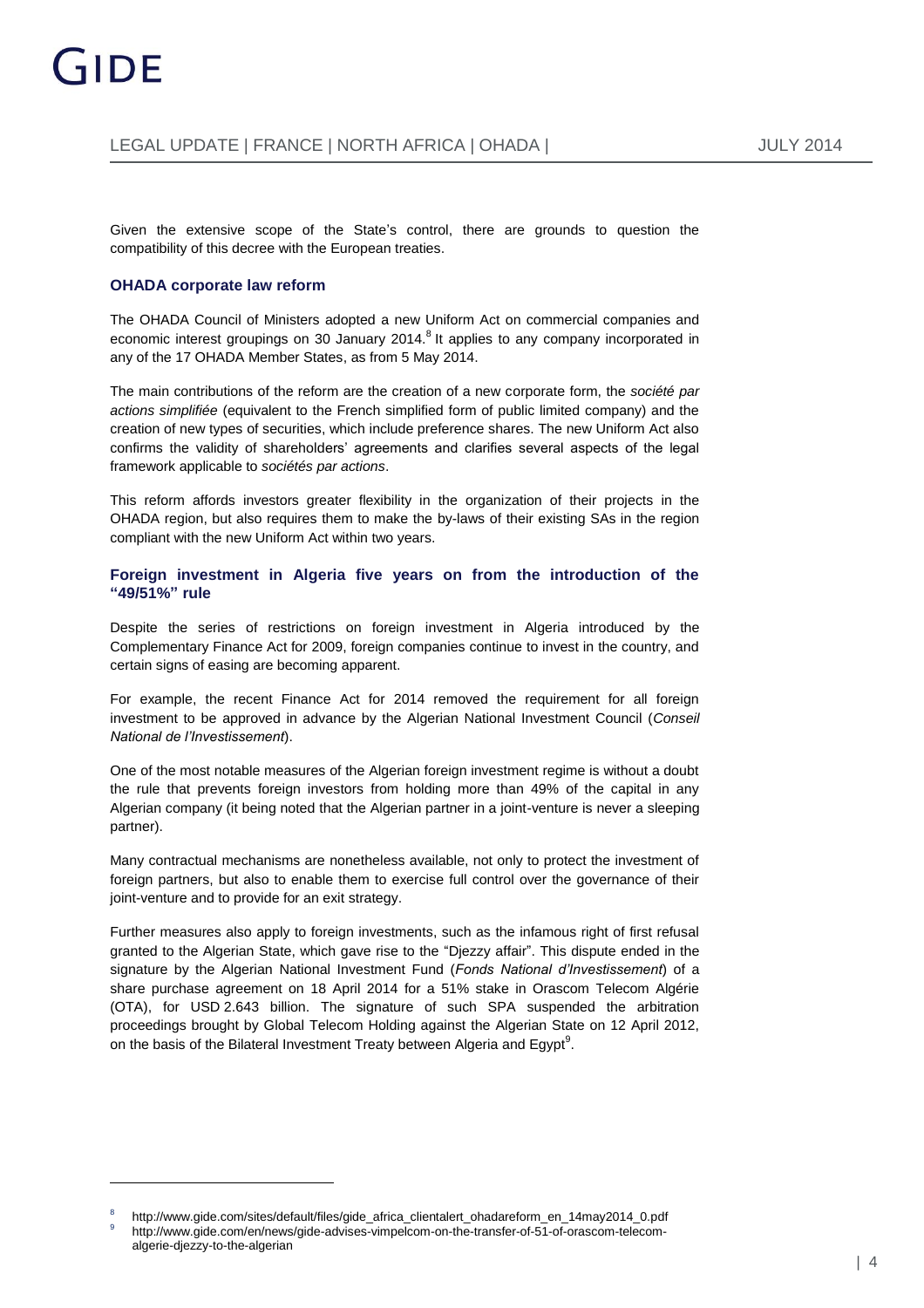Given the extensive scope of the State's control, there are grounds to question the compatibility of this decree with the European treaties.

## OHADA corporate law reform

The OHADA Council of Ministers adopted a new Uniform Act on commercial companies and economic interest groupings on 30 January 2014.[8] It applies to any company incorporated in any of the 17 OHADA Member States, as from 5 May 2014.

The main contributions of the reform are the creation of a new corporate form, the *société par actions simplifiée* (equivalent to the French simplified form of public limited company) and the creation of new types of securities, which include preference shares. The new Uniform Act also confirms the validity of shareholders' agreements and clarifies several aspects of the legal framework applicable to *sociétés par actions*.

This reform affords investors greater flexibility in the organization of their projects in the OHADA region, but also requires them to make the by-laws of their existing SAs in the region compliant with the new Uniform Act within two years.

## Foreign investment in Algeria five years on from the introduction of the "49/51%" rule

Despite the series of restrictions on foreign investment in Algeria introduced by the Complementary Finance Act for 2009, foreign companies continue to invest in the country, and certain signs of easing are becoming apparent.

For example, the recent Finance Act for 2014 removed the requirement for all foreign investment to be approved in advance by the Algerian National Investment Council (*Conseil National de l'Investissement*).

One of the most notable measures of the Algerian foreign investment regime is without a doubt the rule that prevents foreign investors from holding more than 49% of the capital in any Algerian company (it being noted that the Algerian partner in a joint-venture is never a sleeping partner).

Many contractual mechanisms are nonetheless available, not only to protect the investment of foreign partners, but also to enable them to exercise full control over the governance of their joint-venture and to provide for an exit strategy.

Further measures also apply to foreign investments, such as the infamous right of first refusal granted to the Algerian State, which gave rise to the "Djezzy affair". This dispute ended in the signature by the Algerian National Investment Fund (*Fonds National d'Investissement*) of a share purchase agreement on 18 April 2014 for a 51% stake in Orascom Telecom Algérie (OTA), for USD 2.643 billion. The signature of such SPA suspended the arbitration proceedings brought by Global Telecom Holding against the Algerian State on 12 April 2012, on the basis of the Bilateral Investment Treaty between Algeria and Egypt[9].

---

[8] http://www.gide.com/sites/default/files/gide_africa_clientalert_ohadareform_en_14may2014_0.pdf

[9] http://www.gide.com/en/news/gide-advises-vimpelcom-on-the-transfer-of-51-of-orascom-telecom-algerie-djezzy-to-the-algerian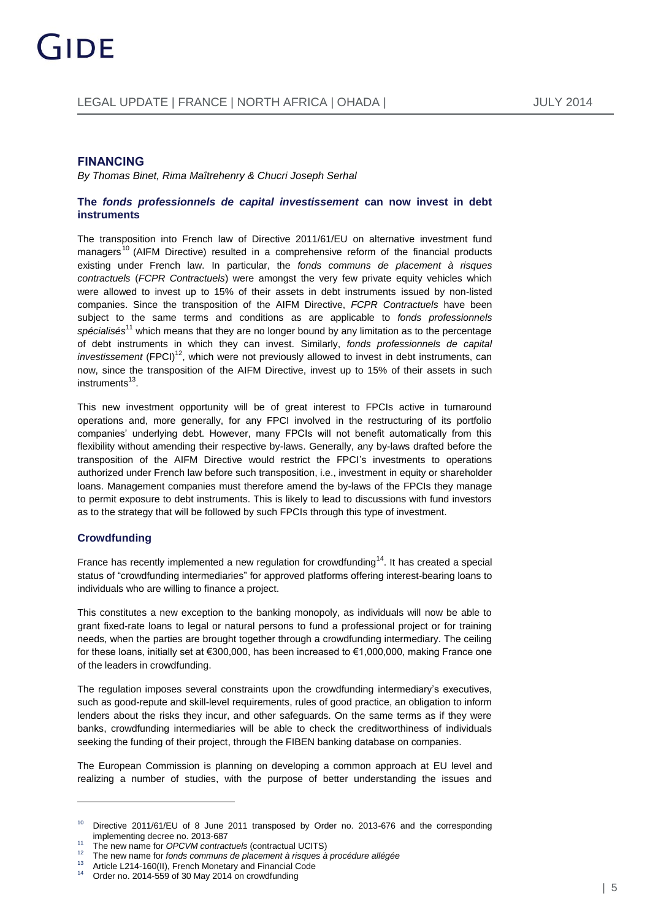## FINANCING

*By Thomas Binet, Rima Maîtrehenry & Chucri Joseph Serhal*

### The *fonds professionnels de capital investissement* can now invest in debt instruments

The transposition into French law of Directive 2011/61/EU on alternative investment fund managers[10] (AIFM Directive) resulted in a comprehensive reform of the financial products existing under French law. In particular, the *fonds communs de placement à risques contractuels* (*FCPR Contractuels*) were amongst the very few private equity vehicles which were allowed to invest up to 15% of their assets in debt instruments issued by non-listed companies. Since the transposition of the AIFM Directive, *FCPR Contractuels* have been subject to the same terms and conditions as are applicable to *fonds professionnels spécialisés*[11] which means that they are no longer bound by any limitation as to the percentage of debt instruments in which they can invest. Similarly, *fonds professionnels de capital investissement* (FPCI)[12], which were not previously allowed to invest in debt instruments, can now, since the transposition of the AIFM Directive, invest up to 15% of their assets in such instruments[13].

This new investment opportunity will be of great interest to FPCIs active in turnaround operations and, more generally, for any FPCI involved in the restructuring of its portfolio companies' underlying debt. However, many FPCIs will not benefit automatically from this flexibility without amending their respective by-laws. Generally, any by-laws drafted before the transposition of the AIFM Directive would restrict the FPCI's investments to operations authorized under French law before such transposition, i.e., investment in equity or shareholder loans. Management companies must therefore amend the by-laws of the FPCIs they manage to permit exposure to debt instruments. This is likely to lead to discussions with fund investors as to the strategy that will be followed by such FPCIs through this type of investment.

### Crowdfunding

France has recently implemented a new regulation for crowdfunding[14]. It has created a special status of "crowdfunding intermediaries" for approved platforms offering interest-bearing loans to individuals who are willing to finance a project.

This constitutes a new exception to the banking monopoly, as individuals will now be able to grant fixed-rate loans to legal or natural persons to fund a professional project or for training needs, when the parties are brought together through a crowdfunding intermediary. The ceiling for these loans, initially set at €300,000, has been increased to €1,000,000, making France one of the leaders in crowdfunding.

The regulation imposes several constraints upon the crowdfunding intermediary's executives, such as good-repute and skill-level requirements, rules of good practice, an obligation to inform lenders about the risks they incur, and other safeguards. On the same terms as if they were banks, crowdfunding intermediaries will be able to check the creditworthiness of individuals seeking the funding of their project, through the FIBEN banking database on companies.

The European Commission is planning on developing a common approach at EU level and realizing a number of studies, with the purpose of better understanding the issues and

---

[10] Directive 2011/61/EU of 8 June 2011 transposed by Order no. 2013-676 and the corresponding implementing decree no. 2013-687

[11] The new name for *OPCVM contractuels* (contractual UCITS)

[12] The new name for *fonds communs de placement à risques à procédure allégée*

[13] Article L214-160(II), French Monetary and Financial Code

[14] Order no. 2014-559 of 30 May 2014 on crowdfunding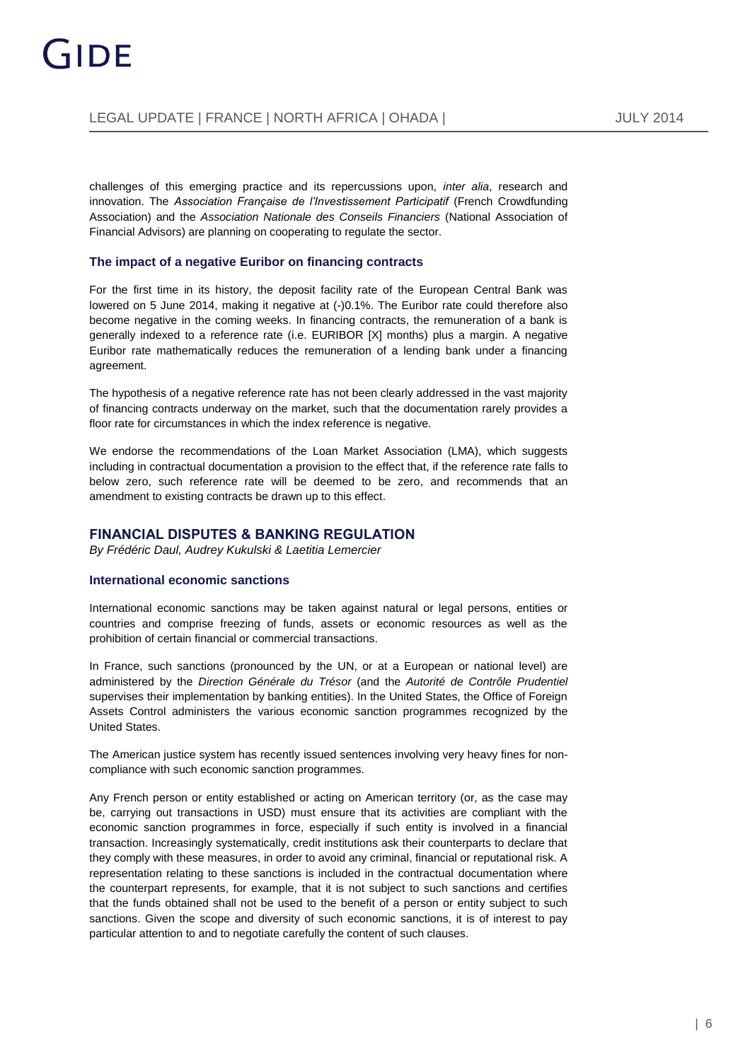challenges of this emerging practice and its repercussions upon, *inter alia*, research and innovation. The *Association Française de l'Investissement Participatif* (French Crowdfunding Association) and the *Association Nationale des Conseils Financiers* (National Association of Financial Advisors) are planning on cooperating to regulate the sector.

### The impact of a negative Euribor on financing contracts

For the first time in its history, the deposit facility rate of the European Central Bank was lowered on 5 June 2014, making it negative at (-)0.1%. The Euribor rate could therefore also become negative in the coming weeks. In financing contracts, the remuneration of a bank is generally indexed to a reference rate (i.e. EURIBOR [X] months) plus a margin. A negative Euribor rate mathematically reduces the remuneration of a lending bank under a financing agreement.

The hypothesis of a negative reference rate has not been clearly addressed in the vast majority of financing contracts underway on the market, such that the documentation rarely provides a floor rate for circumstances in which the index reference is negative.

We endorse the recommendations of the Loan Market Association (LMA), which suggests including in contractual documentation a provision to the effect that, if the reference rate falls to below zero, such reference rate will be deemed to be zero, and recommends that an amendment to existing contracts be drawn up to this effect.

## FINANCIAL DISPUTES & BANKING REGULATION

*By Frédéric Daul, Audrey Kukulski & Laetitia Lemercier*

### International economic sanctions

International economic sanctions may be taken against natural or legal persons, entities or countries and comprise freezing of funds, assets or economic resources as well as the prohibition of certain financial or commercial transactions.

In France, such sanctions (pronounced by the UN, or at a European or national level) are administered by the *Direction Générale du Trésor* (and the *Autorité de Contrôle Prudentiel* supervises their implementation by banking entities). In the United States, the Office of Foreign Assets Control administers the various economic sanction programmes recognized by the United States.

The American justice system has recently issued sentences involving very heavy fines for non-compliance with such economic sanction programmes.

Any French person or entity established or acting on American territory (or, as the case may be, carrying out transactions in USD) must ensure that its activities are compliant with the economic sanction programmes in force, especially if such entity is involved in a financial transaction. Increasingly systematically, credit institutions ask their counterparts to declare that they comply with these measures, in order to avoid any criminal, financial or reputational risk. A representation relating to these sanctions is included in the contractual documentation where the counterpart represents, for example, that it is not subject to such sanctions and certifies that the funds obtained shall not be used to the benefit of a person or entity subject to such sanctions. Given the scope and diversity of such economic sanctions, it is of interest to pay particular attention to and to negotiate carefully the content of such clauses.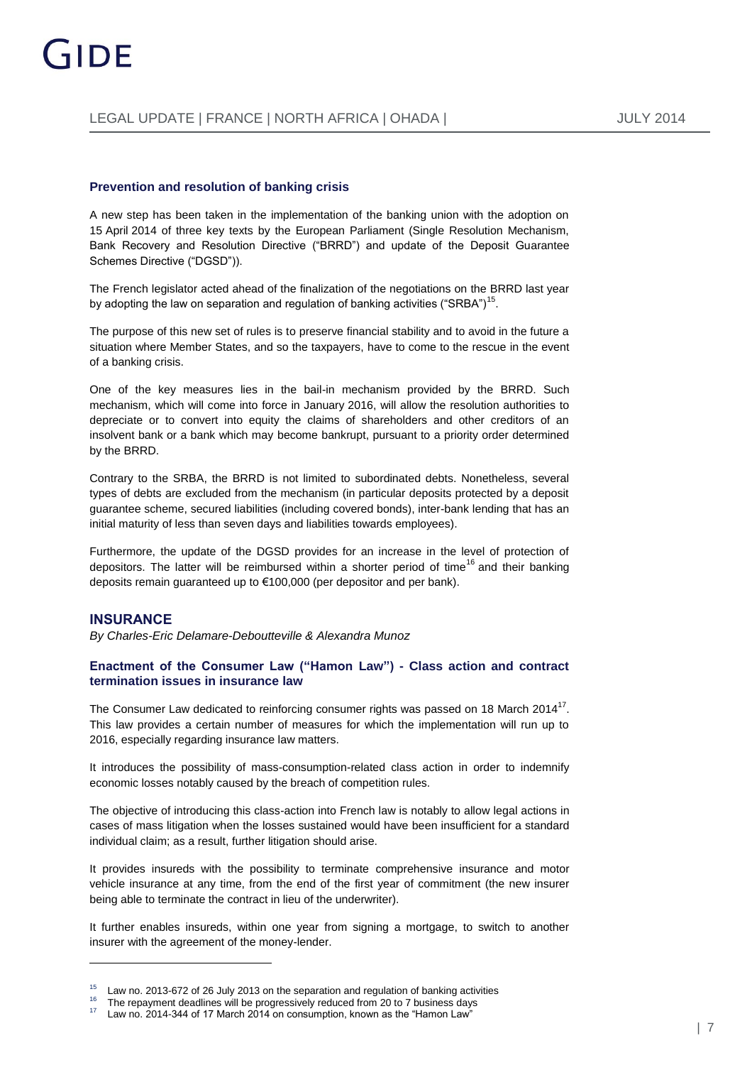### Prevention and resolution of banking crisis

A new step has been taken in the implementation of the banking union with the adoption on 15 April 2014 of three key texts by the European Parliament (Single Resolution Mechanism, Bank Recovery and Resolution Directive ("BRRD") and update of the Deposit Guarantee Schemes Directive ("DGSD")).

The French legislator acted ahead of the finalization of the negotiations on the BRRD last year by adopting the law on separation and regulation of banking activities ("SRBA")[15].

The purpose of this new set of rules is to preserve financial stability and to avoid in the future a situation where Member States, and so the taxpayers, have to come to the rescue in the event of a banking crisis.

One of the key measures lies in the bail-in mechanism provided by the BRRD. Such mechanism, which will come into force in January 2016, will allow the resolution authorities to depreciate or to convert into equity the claims of shareholders and other creditors of an insolvent bank or a bank which may become bankrupt, pursuant to a priority order determined by the BRRD.

Contrary to the SRBA, the BRRD is not limited to subordinated debts. Nonetheless, several types of debts are excluded from the mechanism (in particular deposits protected by a deposit guarantee scheme, secured liabilities (including covered bonds), inter-bank lending that has an initial maturity of less than seven days and liabilities towards employees).

Furthermore, the update of the DGSD provides for an increase in the level of protection of depositors. The latter will be reimbursed within a shorter period of time[16] and their banking deposits remain guaranteed up to €100,000 (per depositor and per bank).

## INSURANCE

*By Charles-Eric Delamare-Deboutteville & Alexandra Munoz*

### Enactment of the Consumer Law ("Hamon Law") - Class action and contract termination issues in insurance law

The Consumer Law dedicated to reinforcing consumer rights was passed on 18 March 2014[17]. This law provides a certain number of measures for which the implementation will run up to 2016, especially regarding insurance law matters.

It introduces the possibility of mass-consumption-related class action in order to indemnify economic losses notably caused by the breach of competition rules.

The objective of introducing this class-action into French law is notably to allow legal actions in cases of mass litigation when the losses sustained would have been insufficient for a standard individual claim; as a result, further litigation should arise.

It provides insureds with the possibility to terminate comprehensive insurance and motor vehicle insurance at any time, from the end of the first year of commitment (the new insurer being able to terminate the contract in lieu of the underwriter).

It further enables insureds, within one year from signing a mortgage, to switch to another insurer with the agreement of the money-lender.

---

[15] Law no. 2013-672 of 26 July 2013 on the separation and regulation of banking activities

[16] The repayment deadlines will be progressively reduced from 20 to 7 business days

[17] Law no. 2014-344 of 17 March 2014 on consumption, known as the "Hamon Law"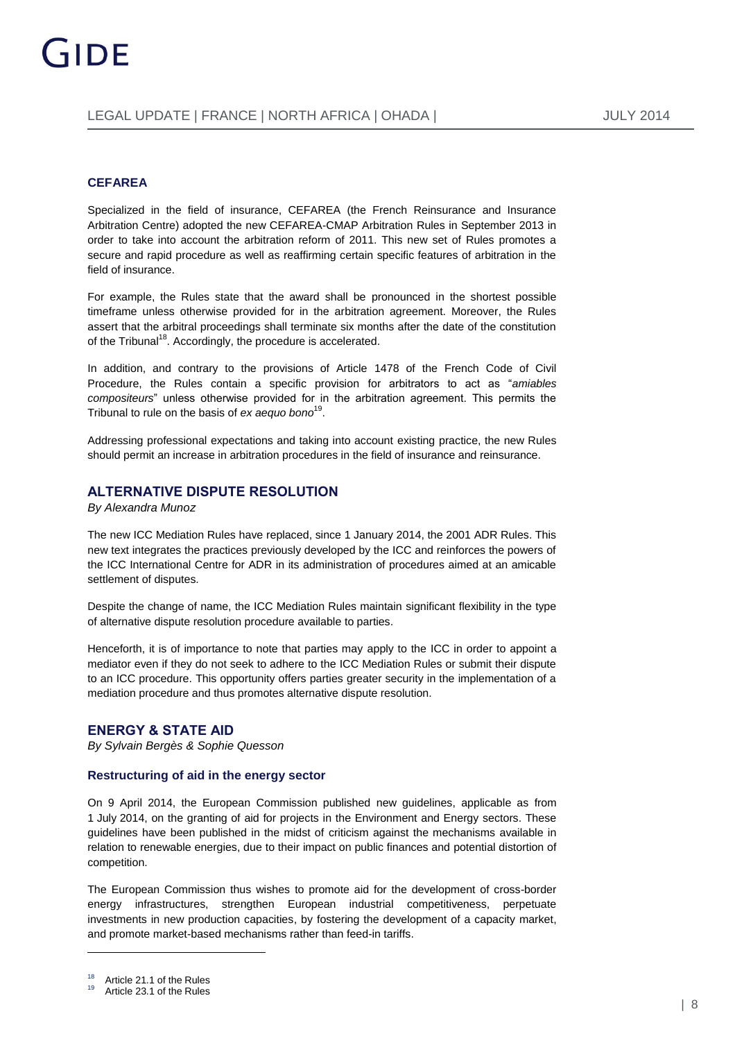### CEFAREA

Specialized in the field of insurance, CEFAREA (the French Reinsurance and Insurance Arbitration Centre) adopted the new CEFAREA-CMAP Arbitration Rules in September 2013 in order to take into account the arbitration reform of 2011. This new set of Rules promotes a secure and rapid procedure as well as reaffirming certain specific features of arbitration in the field of insurance.

For example, the Rules state that the award shall be pronounced in the shortest possible timeframe unless otherwise provided for in the arbitration agreement. Moreover, the Rules assert that the arbitral proceedings shall terminate six months after the date of the constitution of the Tribunal[18]. Accordingly, the procedure is accelerated.

In addition, and contrary to the provisions of Article 1478 of the French Code of Civil Procedure, the Rules contain a specific provision for arbitrators to act as "*amiables compositeurs*" unless otherwise provided for in the arbitration agreement. This permits the Tribunal to rule on the basis of *ex aequo bono*[19].

Addressing professional expectations and taking into account existing practice, the new Rules should permit an increase in arbitration procedures in the field of insurance and reinsurance.

## ALTERNATIVE DISPUTE RESOLUTION

*By Alexandra Munoz*

The new ICC Mediation Rules have replaced, since 1 January 2014, the 2001 ADR Rules. This new text integrates the practices previously developed by the ICC and reinforces the powers of the ICC International Centre for ADR in its administration of procedures aimed at an amicable settlement of disputes.

Despite the change of name, the ICC Mediation Rules maintain significant flexibility in the type of alternative dispute resolution procedure available to parties.

Henceforth, it is of importance to note that parties may apply to the ICC in order to appoint a mediator even if they do not seek to adhere to the ICC Mediation Rules or submit their dispute to an ICC procedure. This opportunity offers parties greater security in the implementation of a mediation procedure and thus promotes alternative dispute resolution.

## ENERGY & STATE AID

*By Sylvain Bergès & Sophie Quesson*

### Restructuring of aid in the energy sector

On 9 April 2014, the European Commission published new guidelines, applicable as from 1 July 2014, on the granting of aid for projects in the Environment and Energy sectors. These guidelines have been published in the midst of criticism against the mechanisms available in relation to renewable energies, due to their impact on public finances and potential distortion of competition.

The European Commission thus wishes to promote aid for the development of cross-border energy infrastructures, strengthen European industrial competitiveness, perpetuate investments in new production capacities, by fostering the development of a capacity market, and promote market-based mechanisms rather than feed-in tariffs.

---

[18] Article 21.1 of the Rules

[19] Article 23.1 of the Rules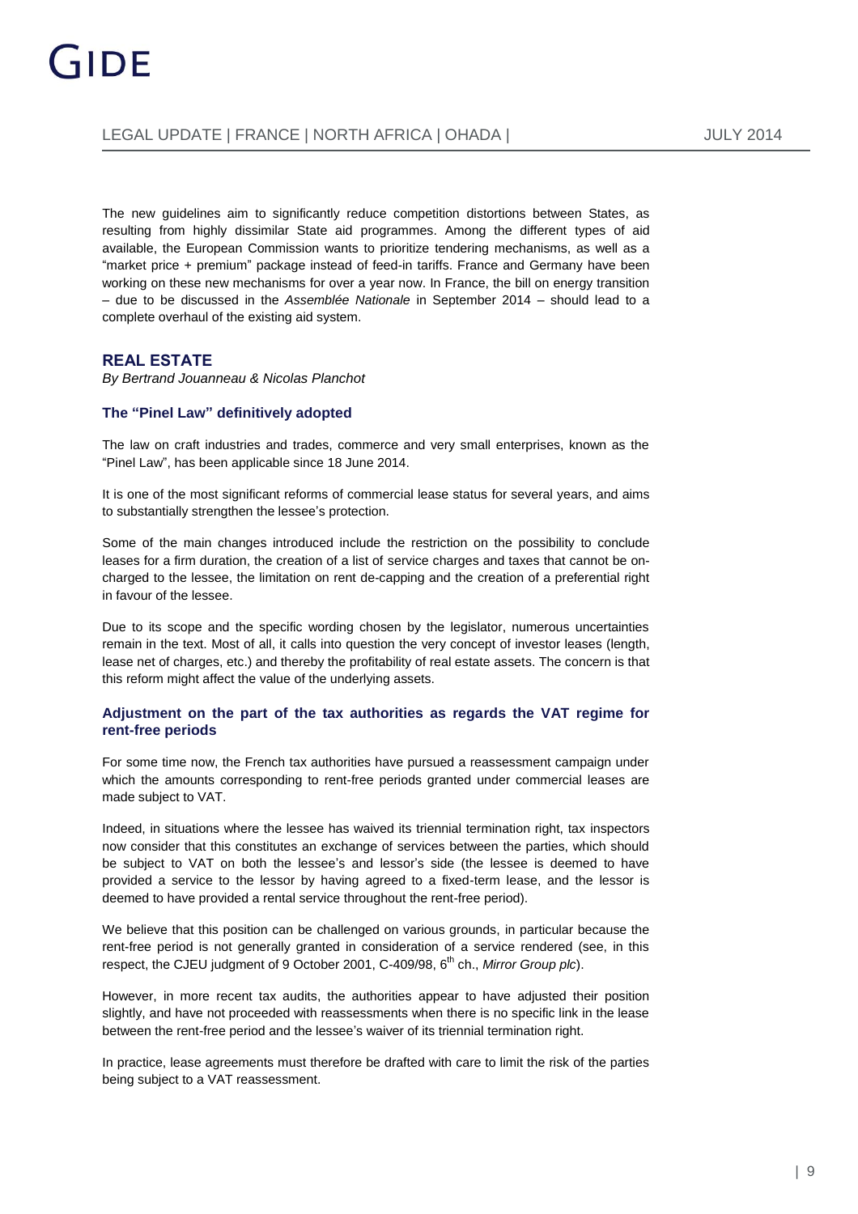The new guidelines aim to significantly reduce competition distortions between States, as resulting from highly dissimilar State aid programmes. Among the different types of aid available, the European Commission wants to prioritize tendering mechanisms, as well as a "market price + premium" package instead of feed-in tariffs. France and Germany have been working on these new mechanisms for over a year now. In France, the bill on energy transition – due to be discussed in the *Assemblée Nationale* in September 2014 – should lead to a complete overhaul of the existing aid system.

## REAL ESTATE

*By Bertrand Jouanneau & Nicolas Planchot*

### The "Pinel Law" definitively adopted

The law on craft industries and trades, commerce and very small enterprises, known as the "Pinel Law", has been applicable since 18 June 2014.

It is one of the most significant reforms of commercial lease status for several years, and aims to substantially strengthen the lessee's protection.

Some of the main changes introduced include the restriction on the possibility to conclude leases for a firm duration, the creation of a list of service charges and taxes that cannot be on-charged to the lessee, the limitation on rent de-capping and the creation of a preferential right in favour of the lessee.

Due to its scope and the specific wording chosen by the legislator, numerous uncertainties remain in the text. Most of all, it calls into question the very concept of investor leases (length, lease net of charges, etc.) and thereby the profitability of real estate assets. The concern is that this reform might affect the value of the underlying assets.

### Adjustment on the part of the tax authorities as regards the VAT regime for rent-free periods

For some time now, the French tax authorities have pursued a reassessment campaign under which the amounts corresponding to rent-free periods granted under commercial leases are made subject to VAT.

Indeed, in situations where the lessee has waived its triennial termination right, tax inspectors now consider that this constitutes an exchange of services between the parties, which should be subject to VAT on both the lessee's and lessor's side (the lessee is deemed to have provided a service to the lessor by having agreed to a fixed-term lease, and the lessor is deemed to have provided a rental service throughout the rent-free period).

We believe that this position can be challenged on various grounds, in particular because the rent-free period is not generally granted in consideration of a service rendered (see, in this respect, the CJEU judgment of 9 October 2001, C-409/98, 6th ch., *Mirror Group plc*).

However, in more recent tax audits, the authorities appear to have adjusted their position slightly, and have not proceeded with reassessments when there is no specific link in the lease between the rent-free period and the lessee's waiver of its triennial termination right.

In practice, lease agreements must therefore be drafted with care to limit the risk of the parties being subject to a VAT reassessment.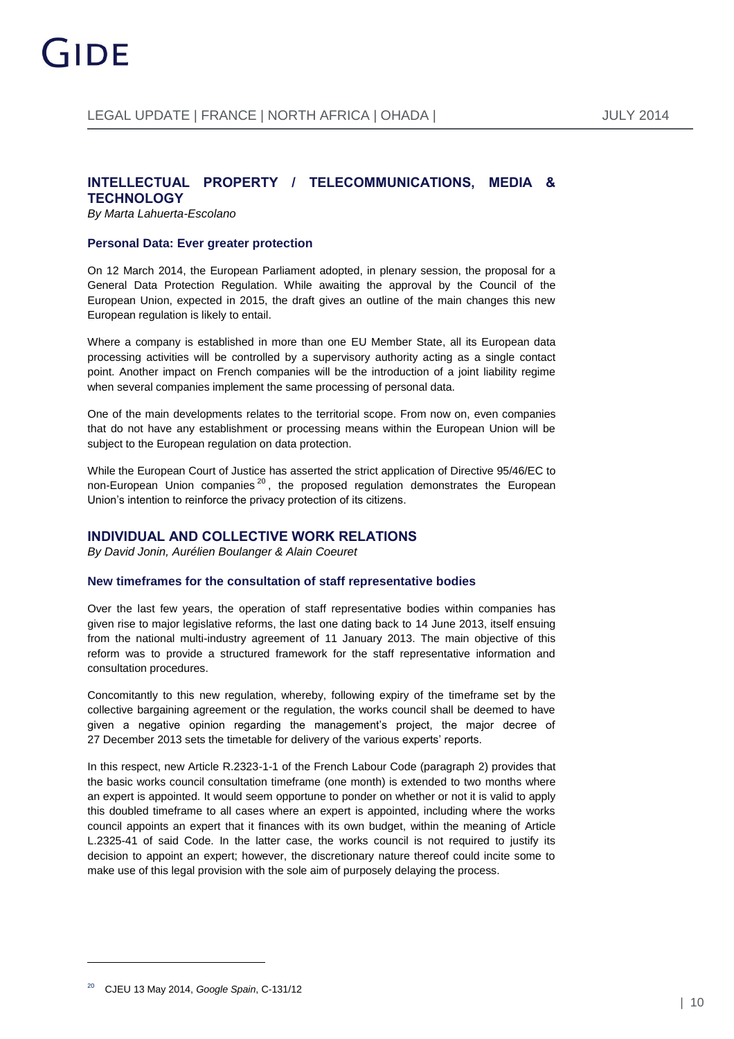## INTELLECTUAL PROPERTY / TELECOMMUNICATIONS, MEDIA & TECHNOLOGY

*By Marta Lahuerta-Escolano*

### Personal Data: Ever greater protection

On 12 March 2014, the European Parliament adopted, in plenary session, the proposal for a General Data Protection Regulation. While awaiting the approval by the Council of the European Union, expected in 2015, the draft gives an outline of the main changes this new European regulation is likely to entail.

Where a company is established in more than one EU Member State, all its European data processing activities will be controlled by a supervisory authority acting as a single contact point. Another impact on French companies will be the introduction of a joint liability regime when several companies implement the same processing of personal data.

One of the main developments relates to the territorial scope. From now on, even companies that do not have any establishment or processing means within the European Union will be subject to the European regulation on data protection.

While the European Court of Justice has asserted the strict application of Directive 95/46/EC to non-European Union companies [20], the proposed regulation demonstrates the European Union's intention to reinforce the privacy protection of its citizens.

## INDIVIDUAL AND COLLECTIVE WORK RELATIONS

*By David Jonin, Aurélien Boulanger & Alain Coeuret*

### New timeframes for the consultation of staff representative bodies

Over the last few years, the operation of staff representative bodies within companies has given rise to major legislative reforms, the last one dating back to 14 June 2013, itself ensuing from the national multi-industry agreement of 11 January 2013. The main objective of this reform was to provide a structured framework for the staff representative information and consultation procedures.

Concomitantly to this new regulation, whereby, following expiry of the timeframe set by the collective bargaining agreement or the regulation, the works council shall be deemed to have given a negative opinion regarding the management's project, the major decree of 27 December 2013 sets the timetable for delivery of the various experts' reports.

In this respect, new Article R.2323-1-1 of the French Labour Code (paragraph 2) provides that the basic works council consultation timeframe (one month) is extended to two months where an expert is appointed. It would seem opportune to ponder on whether or not it is valid to apply this doubled timeframe to all cases where an expert is appointed, including where the works council appoints an expert that it finances with its own budget, within the meaning of Article L.2325-41 of said Code. In the latter case, the works council is not required to justify its decision to appoint an expert; however, the discretionary nature thereof could incite some to make use of this legal provision with the sole aim of purposely delaying the process.

---

[20] CJEU 13 May 2014, *Google Spain*, C-131/12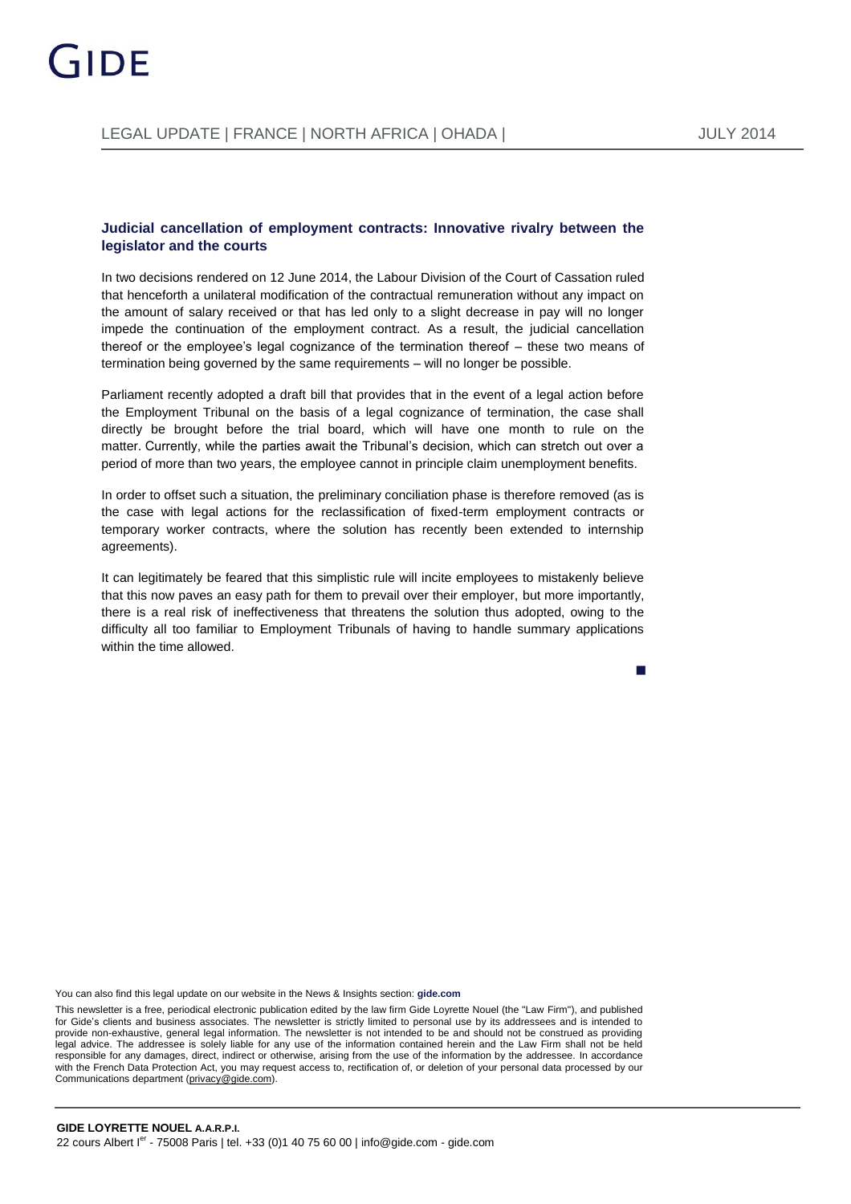**Judicial cancellation of employment contracts: Innovative rivalry between the legislator and the courts**

In two decisions rendered on 12 June 2014, the Labour Division of the Court of Cassation ruled that henceforth a unilateral modification of the contractual remuneration without any impact on the amount of salary received or that has led only to a slight decrease in pay will no longer impede the continuation of the employment contract. As a result, the judicial cancellation thereof or the employee's legal cognizance of the termination thereof – these two means of termination being governed by the same requirements – will no longer be possible.

Parliament recently adopted a draft bill that provides that in the event of a legal action before the Employment Tribunal on the basis of a legal cognizance of termination, the case shall directly be brought before the trial board, which will have one month to rule on the matter. Currently, while the parties await the Tribunal's decision, which can stretch out over a period of more than two years, the employee cannot in principle claim unemployment benefits.

In order to offset such a situation, the preliminary conciliation phase is therefore removed (as is the case with legal actions for the reclassification of fixed-term employment contracts or temporary worker contracts, where the solution has recently been extended to internship agreements).

It can legitimately be feared that this simplistic rule will incite employees to mistakenly believe that this now paves an easy path for them to prevail over their employer, but more importantly, there is a real risk of ineffectiveness that threatens the solution thus adopted, owing to the difficulty all too familiar to Employment Tribunals of having to handle summary applications within the time allowed.

■

You can also find this legal update on our website in the News & Insights section: **gide.com**

This newsletter is a free, periodical electronic publication edited by the law firm Gide Loyrette Nouel (the "Law Firm"), and published for Gide's clients and business associates. The newsletter is strictly limited to personal use by its addressees and is intended to provide non-exhaustive, general legal information. The newsletter is not intended to be and should not be construed as providing legal advice. The addressee is solely liable for any use of the information contained herein and the Law Firm shall not be held responsible for any damages, direct, indirect or otherwise, arising from the use of the information by the addressee. In accordance with the French Data Protection Act, you may request access to, rectification of, or deletion of your personal data processed by our Communications department (privacy@gide.com).

**GIDE LOYRETTE NOUEL A.A.R.P.I.**
22 cours Albert Ier - 75008 Paris | tel. +33 (0)1 40 75 60 00 | info@gide.com - gide.com